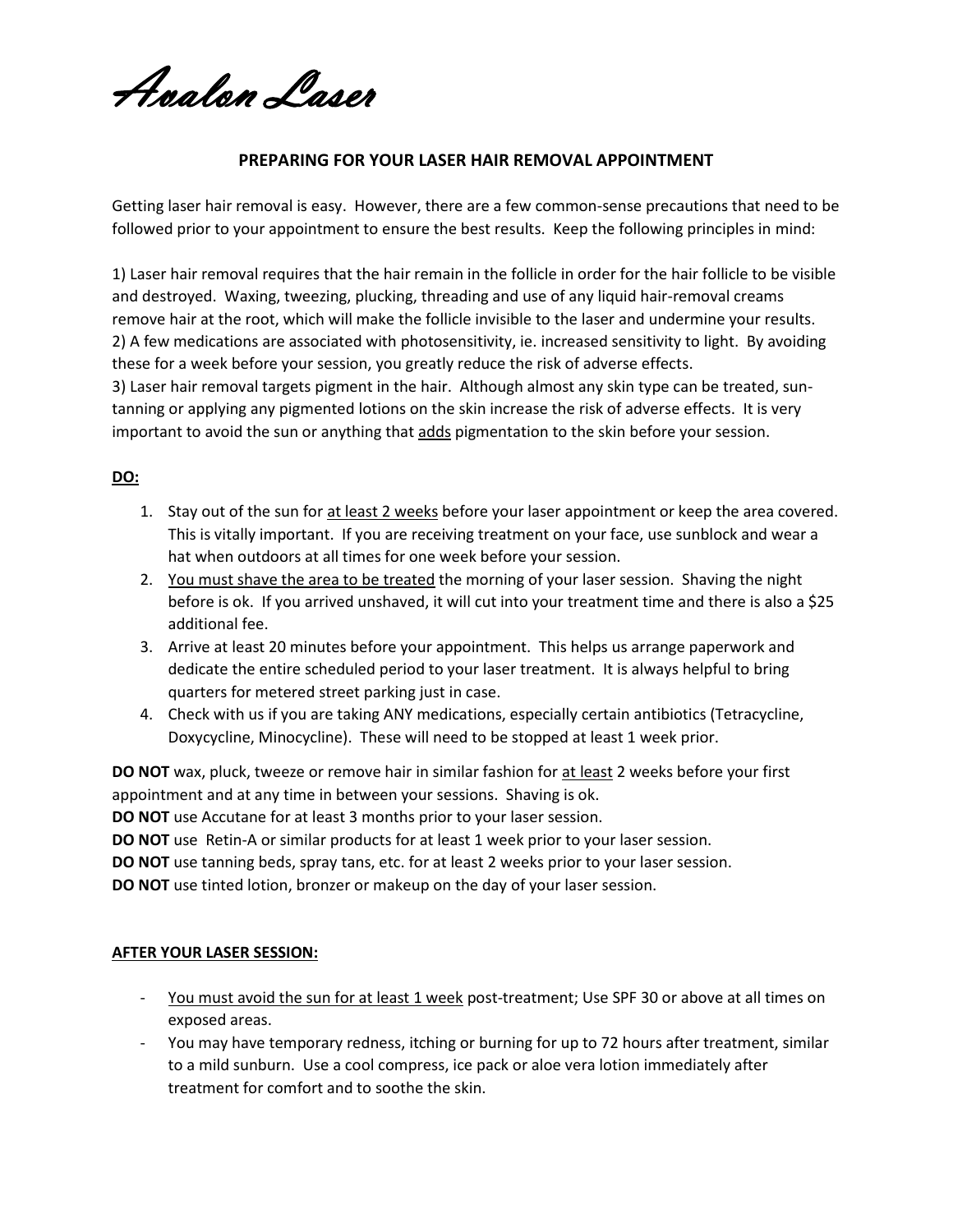# *Avalon Laser*

## PREPARING FOR YOUR LASER HAIR REMOVAL APPOINTMENT

Getting laser hair removal is easy. However, there are a few common-sense precautions that need to be followed prior to your appointment to ensure the best results. Keep the following principles in mind:

1) Laser hair removal requires that the hair remain in the follicle in order for the hair follicle to be visible and destroyed. Waxing, tweezing, plucking, threading and use of any liquid hair-removal creams remove hair at the root, which will make the follicle invisible to the laser and undermine your results.
2) A few medications are associated with photosensitivity, ie. increased sensitivity to light. By avoiding these for a week before your session, you greatly reduce the risk of adverse effects.
3) Laser hair removal targets pigment in the hair. Although almost any skin type can be treated, sun-tanning or applying any pigmented lotions on the skin increase the risk of adverse effects. It is very important to avoid the sun or anything that <u>adds</u> pigmentation to the skin before your session.

**<u>DO:</u>**

1. Stay out of the sun for <u>at least 2 weeks</u> before your laser appointment or keep the area covered. This is vitally important. If you are receiving treatment on your face, use sunblock and wear a hat when outdoors at all times for one week before your session.
2. <u>You must shave the area to be treated</u> the morning of your laser session. Shaving the night before is ok. If you arrived unshaved, it will cut into your treatment time and there is also a $25 additional fee.
3. Arrive at least 20 minutes before your appointment. This helps us arrange paperwork and dedicate the entire scheduled period to your laser treatment. It is always helpful to bring quarters for metered street parking just in case.
4. Check with us if you are taking ANY medications, especially certain antibiotics (Tetracycline, Doxycycline, Minocycline). These will need to be stopped at least 1 week prior.

**DO NOT** wax, pluck, tweeze or remove hair in similar fashion for <u>at least</u> 2 weeks before your first appointment and at any time in between your sessions. Shaving is ok.
**DO NOT** use Accutane for at least 3 months prior to your laser session.
**DO NOT** use Retin-A or similar products for at least 1 week prior to your laser session.
**DO NOT** use tanning beds, spray tans, etc. for at least 2 weeks prior to your laser session.
**DO NOT** use tinted lotion, bronzer or makeup on the day of your laser session.

**<u>AFTER YOUR LASER SESSION:</u>**

- <u>You must avoid the sun for at least 1 week</u> post-treatment; Use SPF 30 or above at all times on exposed areas.
- You may have temporary redness, itching or burning for up to 72 hours after treatment, similar to a mild sunburn. Use a cool compress, ice pack or aloe vera lotion immediately after treatment for comfort and to soothe the skin.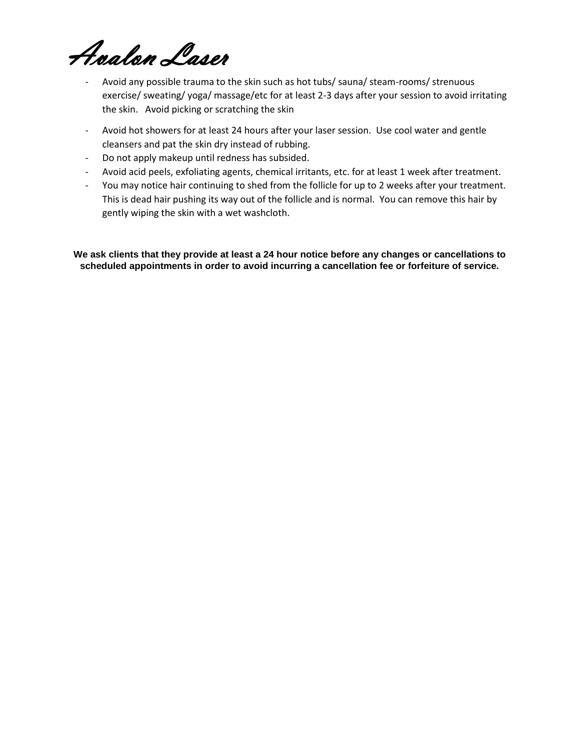# Avalon Laser

- Avoid any possible trauma to the skin such as hot tubs/ sauna/ steam-rooms/ strenuous exercise/ sweating/ yoga/ massage/etc for at least 2-3 days after your session to avoid irritating the skin. Avoid picking or scratching the skin
- Avoid hot showers for at least 24 hours after your laser session. Use cool water and gentle cleansers and pat the skin dry instead of rubbing.
- Do not apply makeup until redness has subsided.
- Avoid acid peels, exfoliating agents, chemical irritants, etc. for at least 1 week after treatment.
- You may notice hair continuing to shed from the follicle for up to 2 weeks after your treatment. This is dead hair pushing its way out of the follicle and is normal. You can remove this hair by gently wiping the skin with a wet washcloth.

**We ask clients that they provide at least a 24 hour notice before any changes or cancellations to scheduled appointments in order to avoid incurring a cancellation fee or forfeiture of service.**